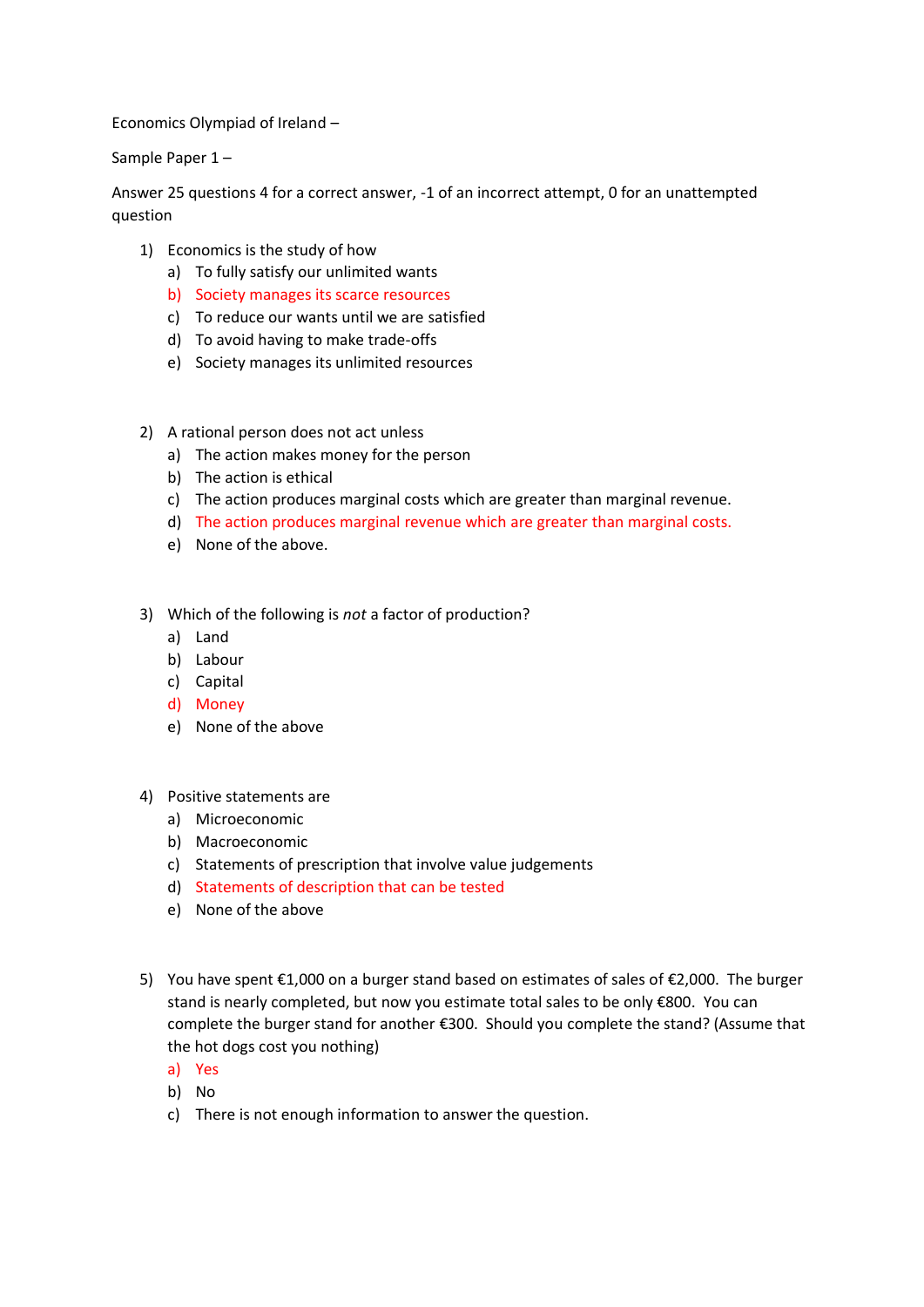Economics Olympiad of Ireland –

Sample Paper 1 –

Answer 25 questions 4 for a correct answer, -1 of an incorrect attempt, 0 for an unattempted question

1) Economics is the study of how
   a) To fully satisfy our unlimited wants
   b) Society manages its scarce resources
   c) To reduce our wants until we are satisfied
   d) To avoid having to make trade-offs
   e) Society manages its unlimited resources

2) A rational person does not act unless
   a) The action makes money for the person
   b) The action is ethical
   c) The action produces marginal costs which are greater than marginal revenue.
   d) The action produces marginal revenue which are greater than marginal costs.
   e) None of the above.

3) Which of the following is *not* a factor of production?
   a) Land
   b) Labour
   c) Capital
   d) Money
   e) None of the above

4) Positive statements are
   a) Microeconomic
   b) Macroeconomic
   c) Statements of prescription that involve value judgements
   d) Statements of description that can be tested
   e) None of the above

5) You have spent €1,000 on a burger stand based on estimates of sales of €2,000. The burger stand is nearly completed, but now you estimate total sales to be only €800. You can complete the burger stand for another €300. Should you complete the stand? (Assume that the hot dogs cost you nothing)
   a) Yes
   b) No
   c) There is not enough information to answer the question.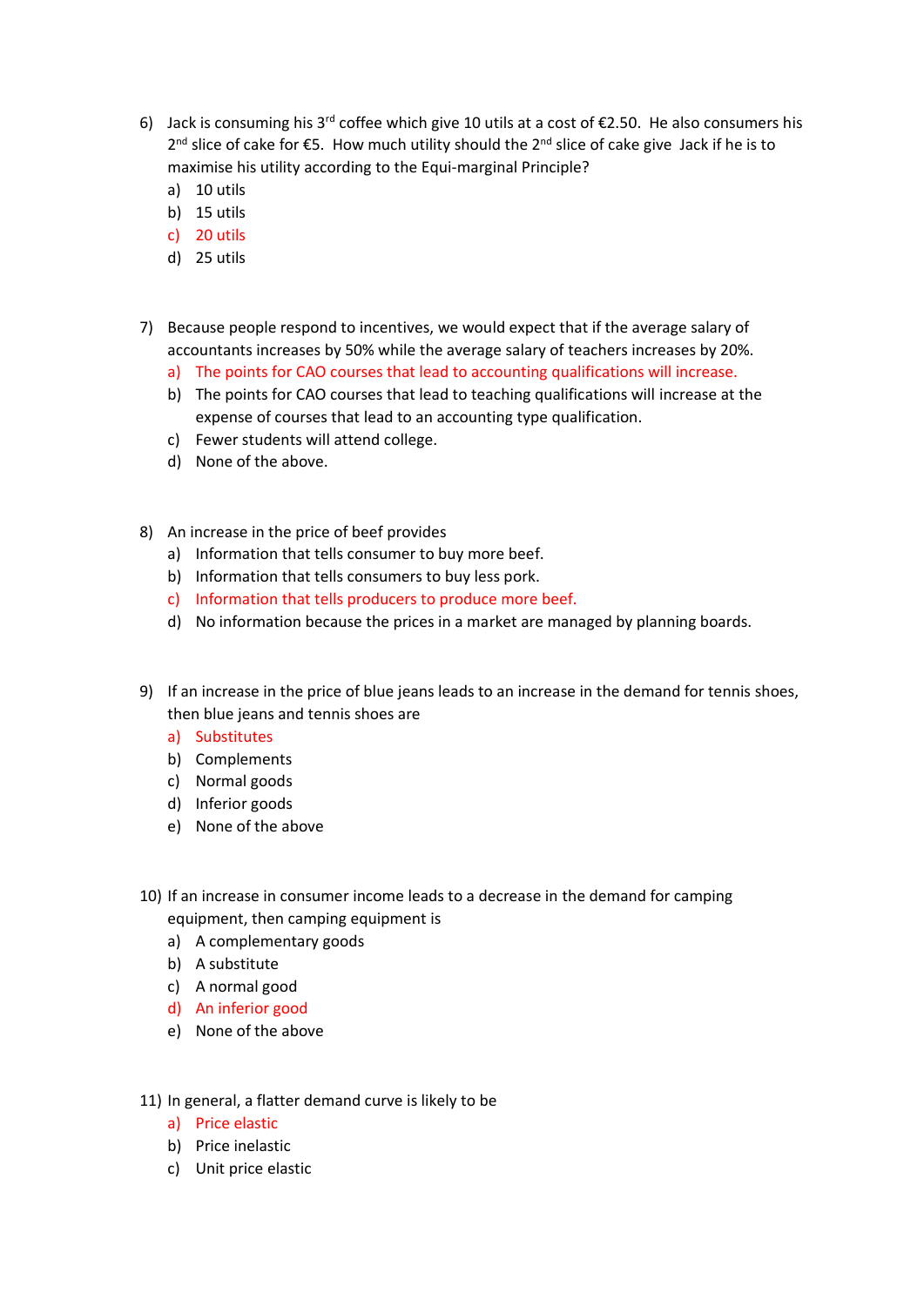6) Jack is consuming his 3rd coffee which give 10 utils at a cost of €2.50. He also consumers his 2nd slice of cake for €5. How much utility should the 2nd slice of cake give Jack if he is to maximise his utility according to the Equi-marginal Principle?
   a) 10 utils
   b) 15 utils
   c) 20 utils
   d) 25 utils

7) Because people respond to incentives, we would expect that if the average salary of accountants increases by 50% while the average salary of teachers increases by 20%.
   a) The points for CAO courses that lead to accounting qualifications will increase.
   b) The points for CAO courses that lead to teaching qualifications will increase at the expense of courses that lead to an accounting type qualification.
   c) Fewer students will attend college.
   d) None of the above.

8) An increase in the price of beef provides
   a) Information that tells consumer to buy more beef.
   b) Information that tells consumers to buy less pork.
   c) Information that tells producers to produce more beef.
   d) No information because the prices in a market are managed by planning boards.

9) If an increase in the price of blue jeans leads to an increase in the demand for tennis shoes, then blue jeans and tennis shoes are
   a) Substitutes
   b) Complements
   c) Normal goods
   d) Inferior goods
   e) None of the above

10) If an increase in consumer income leads to a decrease in the demand for camping equipment, then camping equipment is
    a) A complementary goods
    b) A substitute
    c) A normal good
    d) An inferior good
    e) None of the above

11) In general, a flatter demand curve is likely to be
    a) Price elastic
    b) Price inelastic
    c) Unit price elastic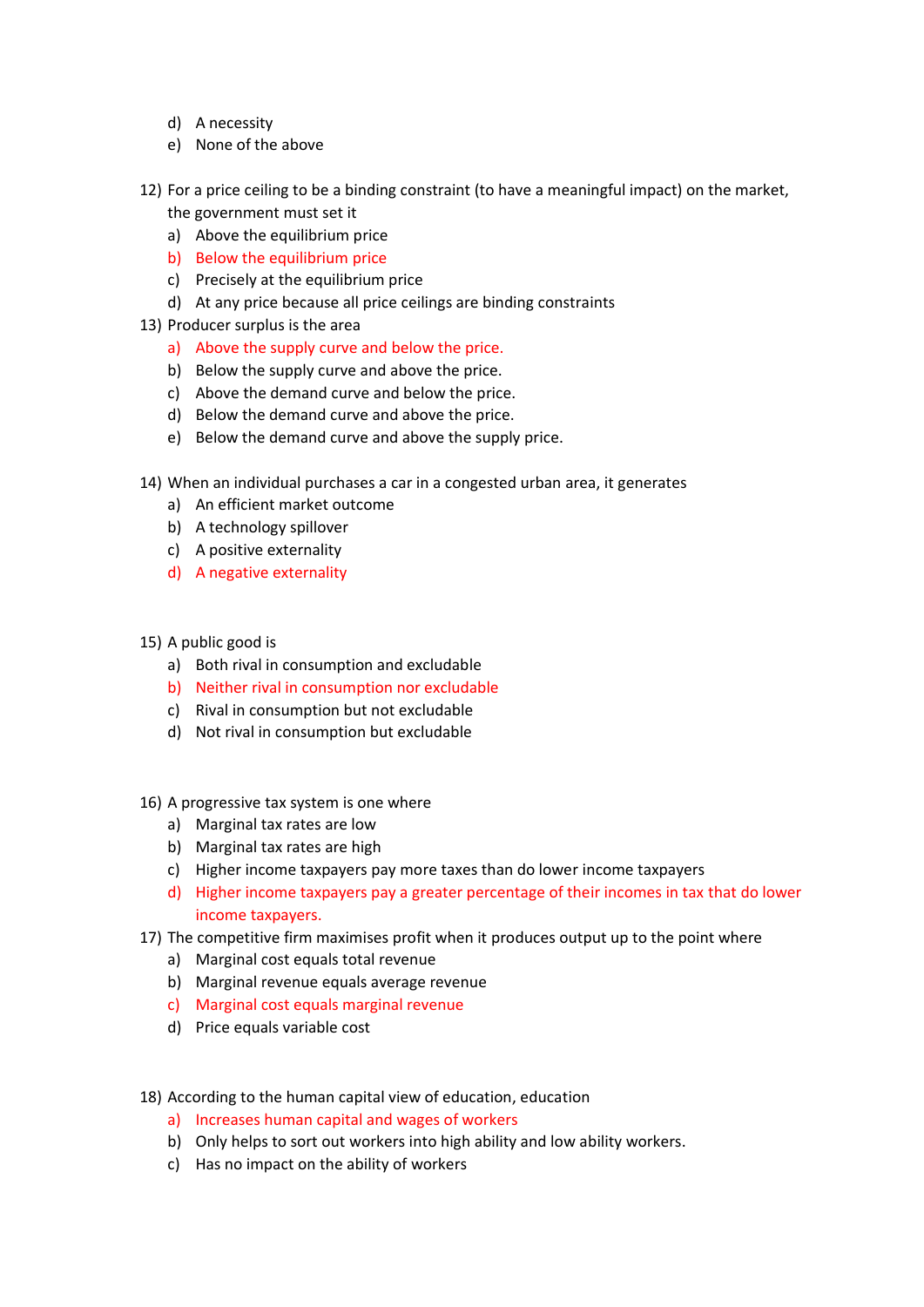d) A necessity
e) None of the above

12) For a price ceiling to be a binding constraint (to have a meaningful impact) on the market, the government must set it
    a) Above the equilibrium price
    b) Below the equilibrium price
    c) Precisely at the equilibrium price
    d) At any price because all price ceilings are binding constraints
13) Producer surplus is the area
    a) Above the supply curve and below the price.
    b) Below the supply curve and above the price.
    c) Above the demand curve and below the price.
    d) Below the demand curve and above the price.
    e) Below the demand curve and above the supply price.

14) When an individual purchases a car in a congested urban area, it generates
    a) An efficient market outcome
    b) A technology spillover
    c) A positive externality
    d) A negative externality

15) A public good is
    a) Both rival in consumption and excludable
    b) Neither rival in consumption nor excludable
    c) Rival in consumption but not excludable
    d) Not rival in consumption but excludable

16) A progressive tax system is one where
    a) Marginal tax rates are low
    b) Marginal tax rates are high
    c) Higher income taxpayers pay more taxes than do lower income taxpayers
    d) Higher income taxpayers pay a greater percentage of their incomes in tax that do lower income taxpayers.
17) The competitive firm maximises profit when it produces output up to the point where
    a) Marginal cost equals total revenue
    b) Marginal revenue equals average revenue
    c) Marginal cost equals marginal revenue
    d) Price equals variable cost

18) According to the human capital view of education, education
    a) Increases human capital and wages of workers
    b) Only helps to sort out workers into high ability and low ability workers.
    c) Has no impact on the ability of workers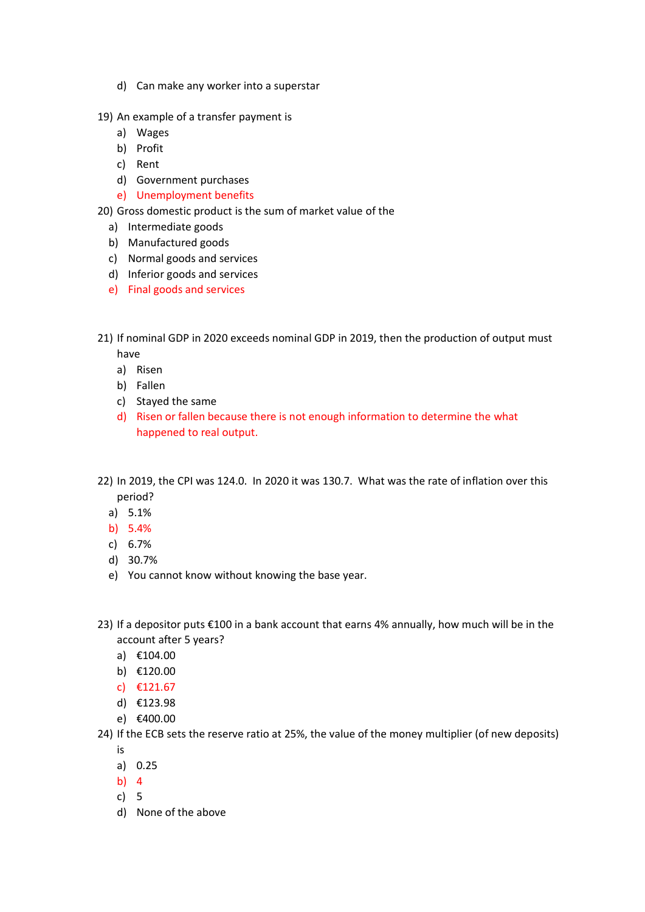d) Can make any worker into a superstar

19) An example of a transfer payment is
   a) Wages
   b) Profit
   c) Rent
   d) Government purchases
   e) Unemployment benefits

20) Gross domestic product is the sum of market value of the
   a) Intermediate goods
   b) Manufactured goods
   c) Normal goods and services
   d) Inferior goods and services
   e) Final goods and services

21) If nominal GDP in 2020 exceeds nominal GDP in 2019, then the production of output must have
   a) Risen
   b) Fallen
   c) Stayed the same
   d) Risen or fallen because there is not enough information to determine the what happened to real output.

22) In 2019, the CPI was 124.0. In 2020 it was 130.7. What was the rate of inflation over this period?
   a) 5.1%
   b) 5.4%
   c) 6.7%
   d) 30.7%
   e) You cannot know without knowing the base year.

23) If a depositor puts €100 in a bank account that earns 4% annually, how much will be in the account after 5 years?
   a) €104.00
   b) €120.00
   c) €121.67
   d) €123.98
   e) €400.00

24) If the ECB sets the reserve ratio at 25%, the value of the money multiplier (of new deposits) is
   a) 0.25
   b) 4
   c) 5
   d) None of the above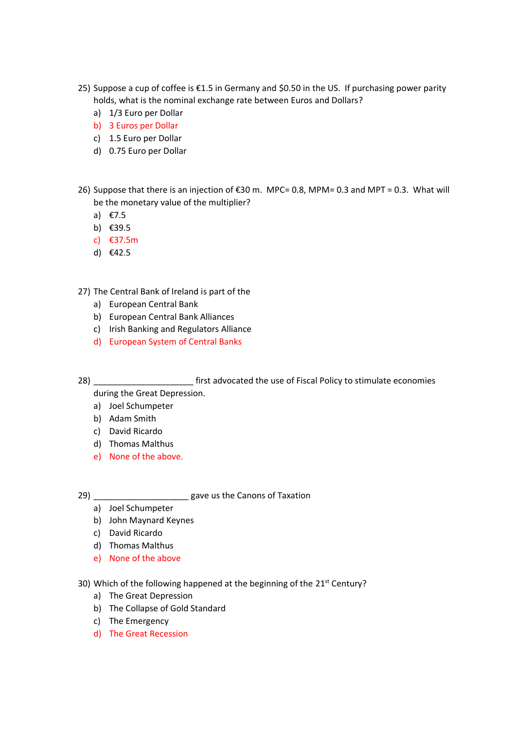25) Suppose a cup of coffee is €1.5 in Germany and $0.50 in the US. If purchasing power parity holds, what is the nominal exchange rate between Euros and Dollars?

a) 1/3 Euro per Dollar
b) 3 Euros per Dollar
c) 1.5 Euro per Dollar
d) 0.75 Euro per Dollar

26) Suppose that there is an injection of €30 m. MPC= 0.8, MPM= 0.3 and MPT = 0.3. What will be the monetary value of the multiplier?

a) €7.5
b) €39.5
c) €37.5m
d) €42.5

27) The Central Bank of Ireland is part of the

a) European Central Bank
b) European Central Bank Alliances
c) Irish Banking and Regulators Alliance
d) European System of Central Banks

28) _____________________ first advocated the use of Fiscal Policy to stimulate economies during the Great Depression.

a) Joel Schumpeter
b) Adam Smith
c) David Ricardo
d) Thomas Malthus
e) None of the above.

29) ____________________ gave us the Canons of Taxation

a) Joel Schumpeter
b) John Maynard Keynes
c) David Ricardo
d) Thomas Malthus
e) None of the above

30) Which of the following happened at the beginning of the 21st Century?

a) The Great Depression
b) The Collapse of Gold Standard
c) The Emergency
d) The Great Recession